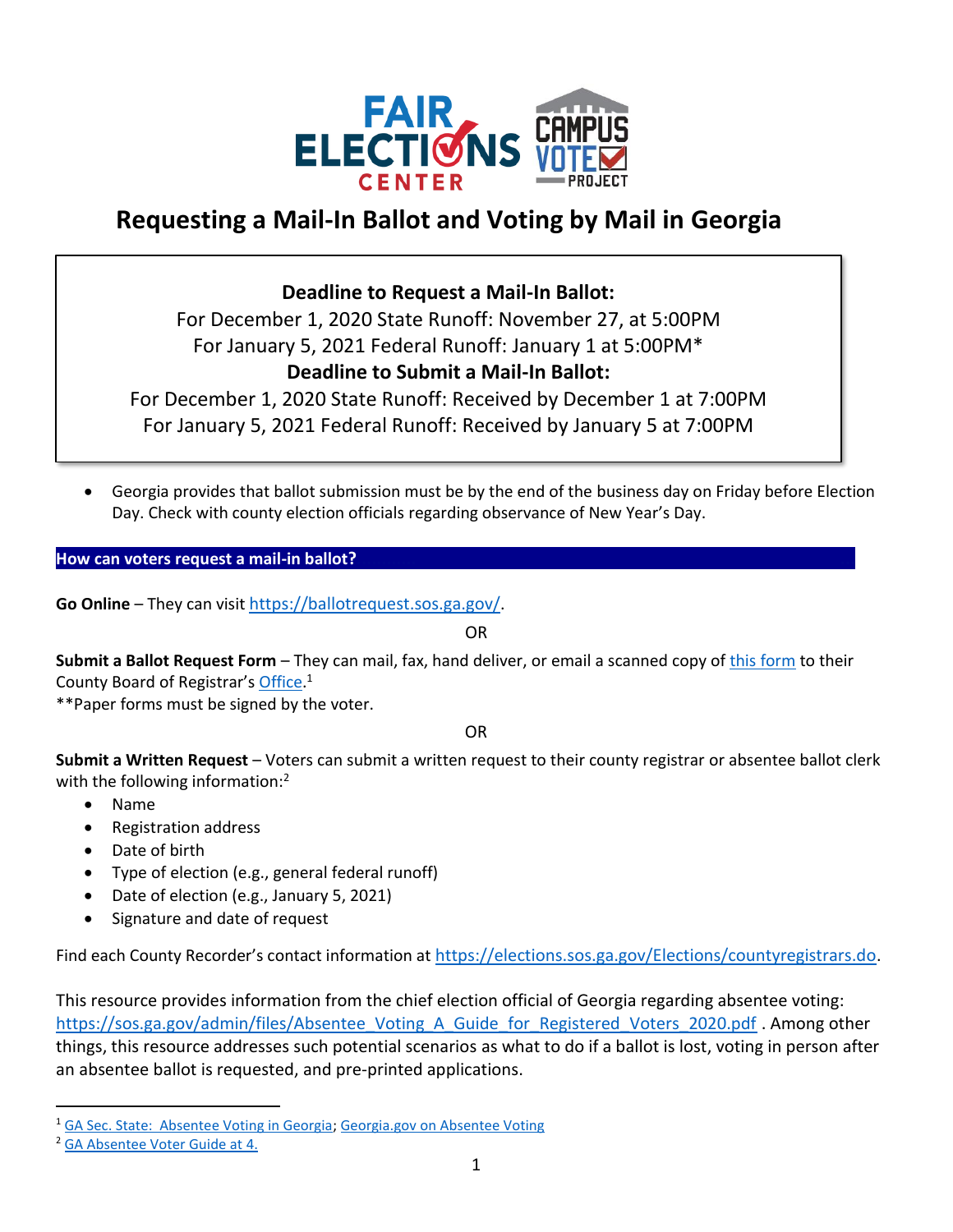# Requesting a Mail-In Ballot and Voting by Mail in Georgia

**Deadline to Request a Mail-In Ballot:**
For December 1, 2020 State Runoff: November 27, at 5:00PM
For January 5, 2021 Federal Runoff: January 1 at 5:00PM*

**Deadline to Submit a Mail-In Ballot:**
For December 1, 2020 State Runoff: Received by December 1 at 7:00PM
For January 5, 2021 Federal Runoff: Received by January 5 at 7:00PM

- Georgia provides that ballot submission must be by the end of the business day on Friday before Election Day. Check with county election officials regarding observance of New Year's Day.

## How can voters request a mail-in ballot?

**Go Online** – They can visit https://ballotrequest.sos.ga.gov/.

OR

**Submit a Ballot Request Form** – They can mail, fax, hand deliver, or email a scanned copy of this form to their County Board of Registrar's Office.[1]
**Paper forms must be signed by the voter.

OR

**Submit a Written Request** – Voters can submit a written request to their county registrar or absentee ballot clerk with the following information:[2]

- Name
- Registration address
- Date of birth
- Type of election (e.g., general federal runoff)
- Date of election (e.g., January 5, 2021)
- Signature and date of request

Find each County Recorder's contact information at https://elections.sos.ga.gov/Elections/countyregistrars.do.

This resource provides information from the chief election official of Georgia regarding absentee voting: https://sos.ga.gov/admin/files/Absentee_Voting_A_Guide_for_Registered_Voters_2020.pdf . Among other things, this resource addresses such potential scenarios as what to do if a ballot is lost, voting in person after an absentee ballot is requested, and pre-printed applications.

---

[1] GA Sec. State: Absentee Voting in Georgia; Georgia.gov on Absentee Voting

[2] GA Absentee Voter Guide at 4.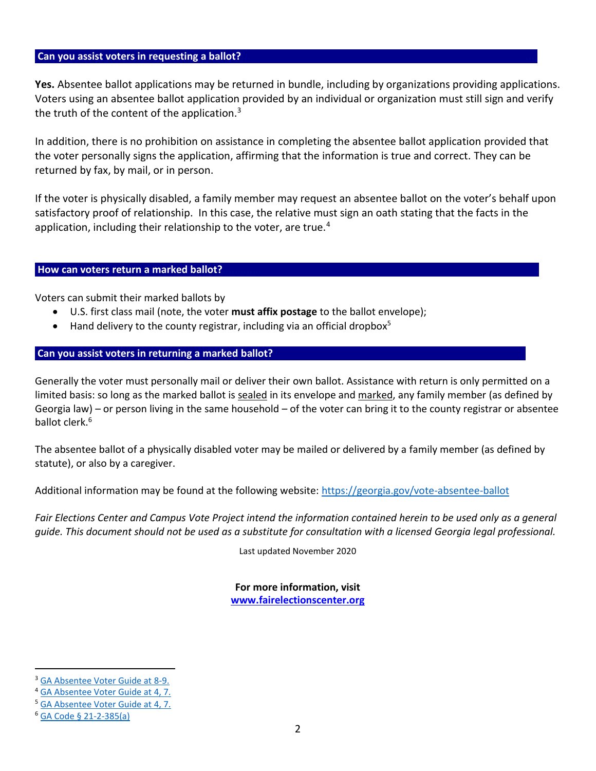## Can you assist voters in requesting a ballot?

**Yes.** Absentee ballot applications may be returned in bundle, including by organizations providing applications. Voters using an absentee ballot application provided by an individual or organization must still sign and verify the truth of the content of the application.[3]

In addition, there is no prohibition on assistance in completing the absentee ballot application provided that the voter personally signs the application, affirming that the information is true and correct. They can be returned by fax, by mail, or in person.

If the voter is physically disabled, a family member may request an absentee ballot on the voter's behalf upon satisfactory proof of relationship. In this case, the relative must sign an oath stating that the facts in the application, including their relationship to the voter, are true.[4]

## How can voters return a marked ballot?

Voters can submit their marked ballots by

- U.S. first class mail (note, the voter **must affix postage** to the ballot envelope);
- Hand delivery to the county registrar, including via an official dropbox[5]

## Can you assist voters in returning a marked ballot?

Generally the voter must personally mail or deliver their own ballot. Assistance with return is only permitted on a limited basis: so long as the marked ballot is <u>sealed</u> in its envelope and <u>marked</u>, any family member (as defined by Georgia law) – or person living in the same household – of the voter can bring it to the county registrar or absentee ballot clerk.[6]

The absentee ballot of a physically disabled voter may be mailed or delivered by a family member (as defined by statute), or also by a caregiver.

Additional information may be found at the following website: [https://georgia.gov/vote-absentee-ballot](https://georgia.gov/vote-absentee-ballot)

*Fair Elections Center and Campus Vote Project intend the information contained herein to be used only as a general guide. This document should not be used as a substitute for consultation with a licensed Georgia legal professional.*

Last updated November 2020

**For more information, visit**
**[www.fairelectionscenter.org](http://www.fairelectionscenter.org)**

---

[3] GA Absentee Voter Guide at 8-9.
[4] GA Absentee Voter Guide at 4, 7.
[5] GA Absentee Voter Guide at 4, 7.
[6] GA Code § 21-2-385(a)